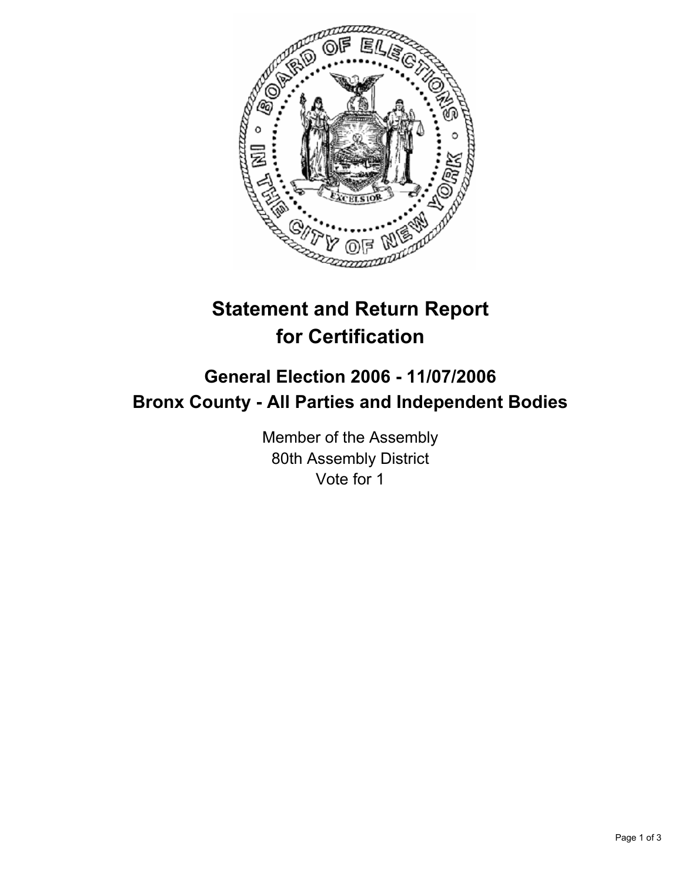# Statement and Return Report for Certification

## General Election 2006 - 11/07/2006
## Bronx County - All Parties and Independent Bodies

Member of the Assembly
80th Assembly District
Vote for 1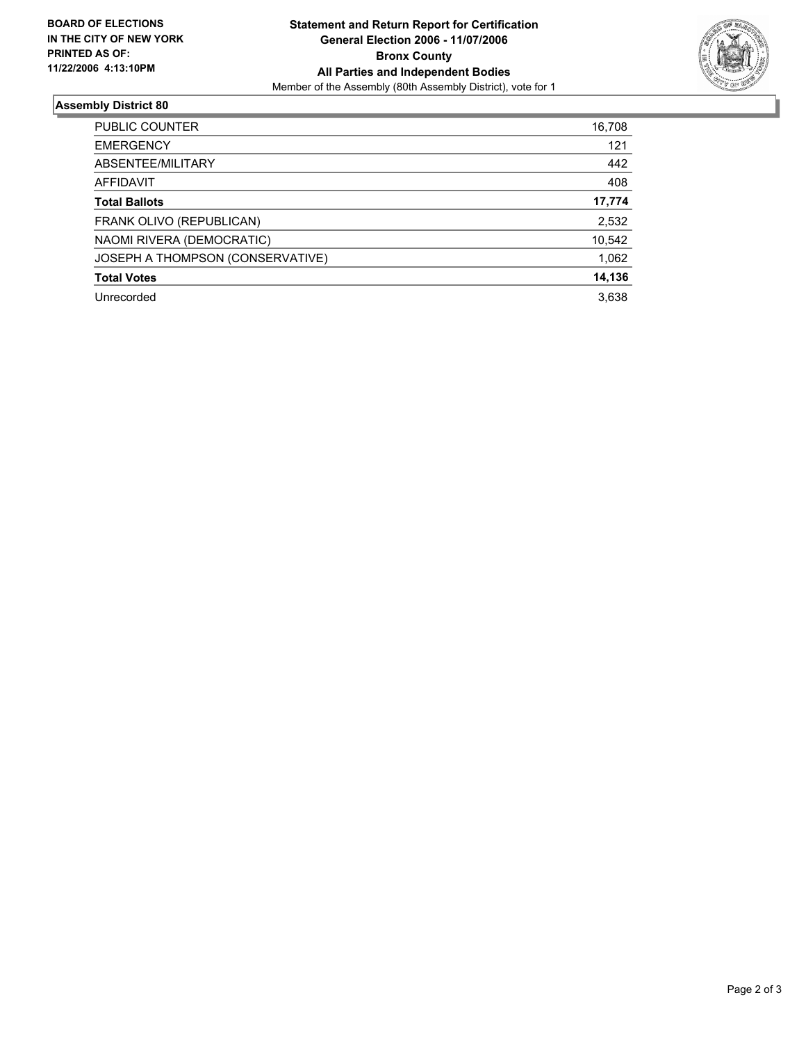**BOARD OF ELECTIONS IN THE CITY OF NEW YORK PRINTED AS OF: 11/22/2006 4:13:10PM**

**Statement and Return Report for Certification**
**General Election 2006 - 11/07/2006**
**Bronx County**
**All Parties and Independent Bodies**
Member of the Assembly (80th Assembly District), vote for 1

## Assembly District 80

| | |
|---|---|
| PUBLIC COUNTER | 16,708 |
| EMERGENCY | 121 |
| ABSENTEE/MILITARY | 442 |
| AFFIDAVIT | 408 |
| **Total Ballots** | **17,774** |
| FRANK OLIVO (REPUBLICAN) | 2,532 |
| NAOMI RIVERA (DEMOCRATIC) | 10,542 |
| JOSEPH A THOMPSON (CONSERVATIVE) | 1,062 |
| **Total Votes** | **14,136** |
| Unrecorded | 3,638 |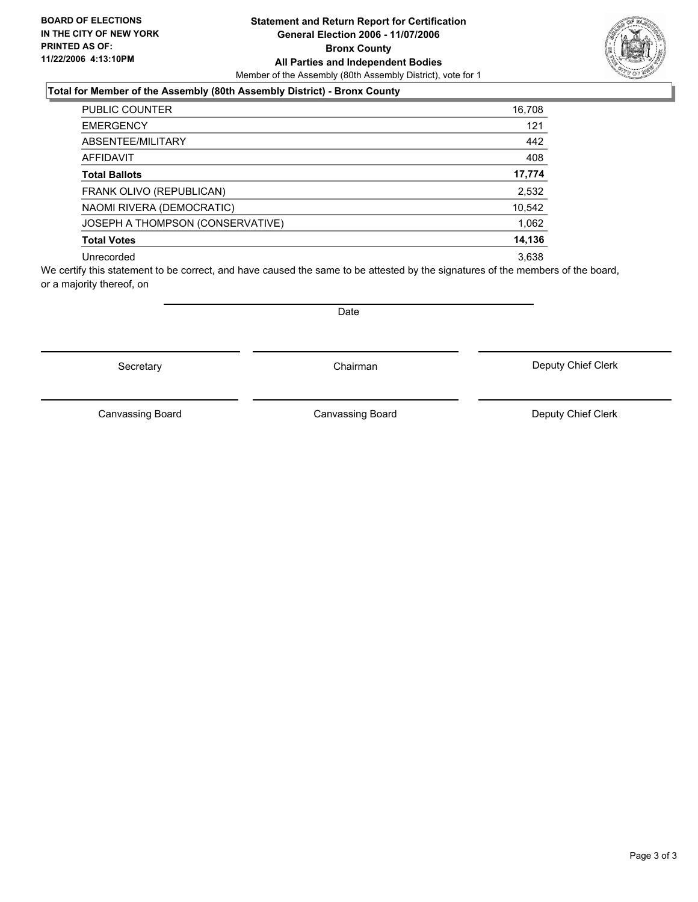**BOARD OF ELECTIONS IN THE CITY OF NEW YORK PRINTED AS OF: 11/22/2006 4:13:10PM**

**Statement and Return Report for Certification**
**General Election 2006 - 11/07/2006**
**Bronx County**
**All Parties and Independent Bodies**
Member of the Assembly (80th Assembly District), vote for 1

**Total for Member of the Assembly (80th Assembly District) - Bronx County**

| | |
|---|---|
| PUBLIC COUNTER | 16,708 |
| EMERGENCY | 121 |
| ABSENTEE/MILITARY | 442 |
| AFFIDAVIT | 408 |
| **Total Ballots** | **17,774** |
| FRANK OLIVO (REPUBLICAN) | 2,532 |
| NAOMI RIVERA (DEMOCRATIC) | 10,542 |
| JOSEPH A THOMPSON (CONSERVATIVE) | 1,062 |
| **Total Votes** | **14,136** |
| Unrecorded | 3,638 |

We certify this statement to be correct, and have caused the same to be attested by the signatures of the members of the board, or a majority thereof, on

Date

Secretary | Chairman | Deputy Chief Clerk

Canvassing Board | Canvassing Board | Deputy Chief Clerk